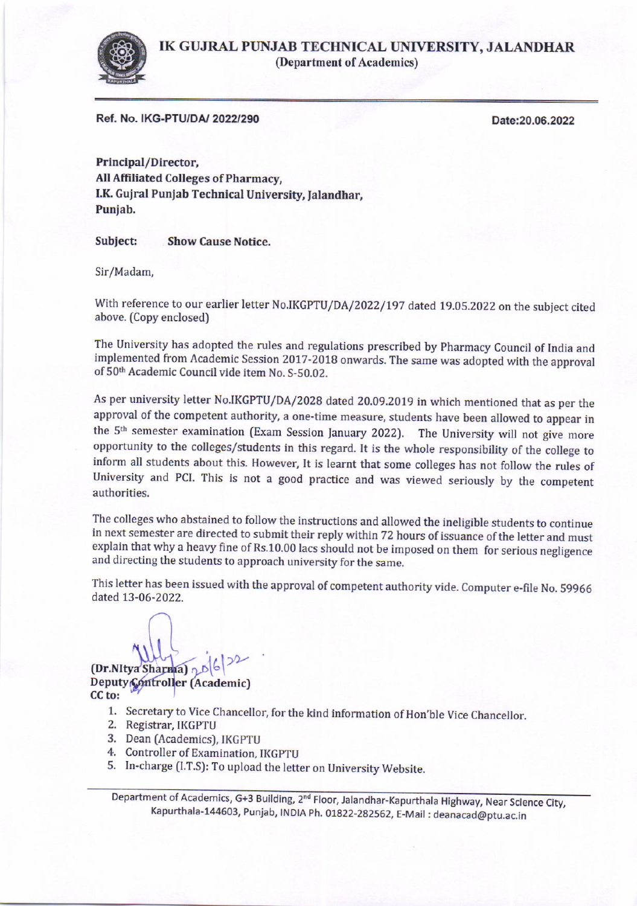# IK GUJRAL PUNJAB TECHNICAL UNIVERSITY, JALANDHAR

(Department of Academics)

**Ref. No. IKG-PTU/DA/ 2022/290** **Date:20.06.2022**

**Principal/Director,**
**All Affiliated Colleges of Pharmacy,**
**I.K. Gujral Punjab Technical University, Jalandhar,**
**Punjab.**

**Subject: Show Cause Notice.**

Sir/Madam,

With reference to our earlier letter No.IKGPTU/DA/2022/197 dated 19.05.2022 on the subject cited above. (Copy enclosed)

The University has adopted the rules and regulations prescribed by Pharmacy Council of India and implemented from Academic Session 2017-2018 onwards. The same was adopted with the approval of 50th Academic Council vide item No. S-50.02.

As per university letter No.IKGPTU/DA/2028 dated 20.09.2019 in which mentioned that as per the approval of the competent authority, a one-time measure, students have been allowed to appear in the 5th semester examination (Exam Session January 2022). The University will not give more opportunity to the colleges/students in this regard. It is the whole responsibility of the college to inform all students about this. However, It is learnt that some colleges has not follow the rules of University and PCI. This is not a good practice and was viewed seriously by the competent authorities.

The colleges who abstained to follow the instructions and allowed the ineligible students to continue in next semester are directed to submit their reply within 72 hours of issuance of the letter and must explain that why a heavy fine of Rs.10.00 lacs should not be imposed on them for serious negligence and directing the students to approach university for the same.

This letter has been issued with the approval of competent authority vide. Computer e-file No. 59966 dated 13-06-2022.

20/6/22

**(Dr.Nitya Sharma)**
**Deputy Controller (Academic)**

**CC to:**

1. Secretary to Vice Chancellor, for the kind information of Hon'ble Vice Chancellor.
2. Registrar, IKGPTU
3. Dean (Academics), IKGPTU
4. Controller of Examination, IKGPTU
5. In-charge (I.T.S): To upload the letter on University Website.

Department of Academics, G+3 Building, 2nd Floor, Jalandhar-Kapurthala Highway, Near Science City, Kapurthala-144603, Punjab, INDIA Ph. 01822-282562, E-Mail : deanacad@ptu.ac.in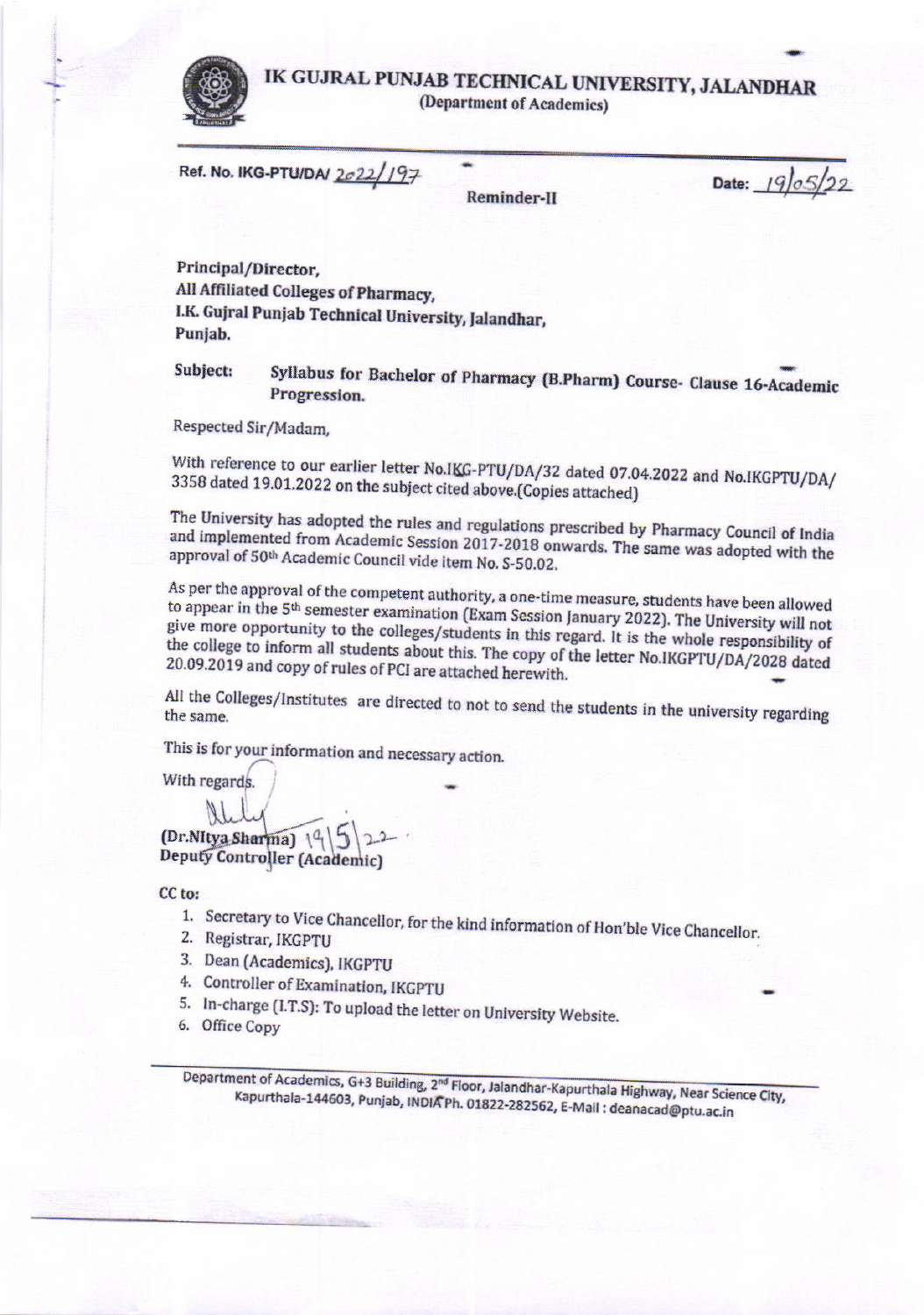# IK GUJRAL PUNJAB TECHNICAL UNIVERSITY, JALANDHAR

(Department of Academics)

Ref. No. IKG-PTU/DA/ 2022/197

Reminder-II

Date: 19/05/22

Principal/Director,
All Affiliated Colleges of Pharmacy,
I.K. Gujral Punjab Technical University, Jalandhar,
Punjab.

**Subject: Syllabus for Bachelor of Pharmacy (B.Pharm) Course- Clause 16-Academic Progression.**

Respected Sir/Madam,

With reference to our earlier letter No.IKG-PTU/DA/32 dated 07.04.2022 and No.IKGPTU/DA/ 3358 dated 19.01.2022 on the subject cited above.(Copies attached)

The University has adopted the rules and regulations prescribed by Pharmacy Council of India and implemented from Academic Session 2017-2018 onwards. The same was adopted with the approval of 50th Academic Council vide item No. S-50.02.

As per the approval of the competent authority, a one-time measure, students have been allowed to appear in the 5th semester examination (Exam Session January 2022). The University will not give more opportunity to the colleges/students in this regard. It is the whole responsibility of the college to inform all students about this. The copy of the letter No.IKGPTU/DA/2028 dated 20.09.2019 and copy of rules of PCI are attached herewith.

All the Colleges/Institutes are directed to not to send the students in the university regarding the same.

This is for your information and necessary action.

With regards.

(Dr.Nitya Sharma) 19|5|22
Deputy Controller (Academic)

CC to:

1. Secretary to Vice Chancellor, for the kind information of Hon'ble Vice Chancellor.
2. Registrar, IKGPTU
3. Dean (Academics), IKGPTU
4. Controller of Examination, IKGPTU
5. In-charge (I.T.S): To upload the letter on University Website.
6. Office Copy

Department of Academics, G+3 Building, 2nd Floor, Jalandhar-Kapurthala Highway, Near Science City, Kapurthala-144603, Punjab, INDIA Ph. 01822-282562, E-Mail : deanacad@ptu.ac.in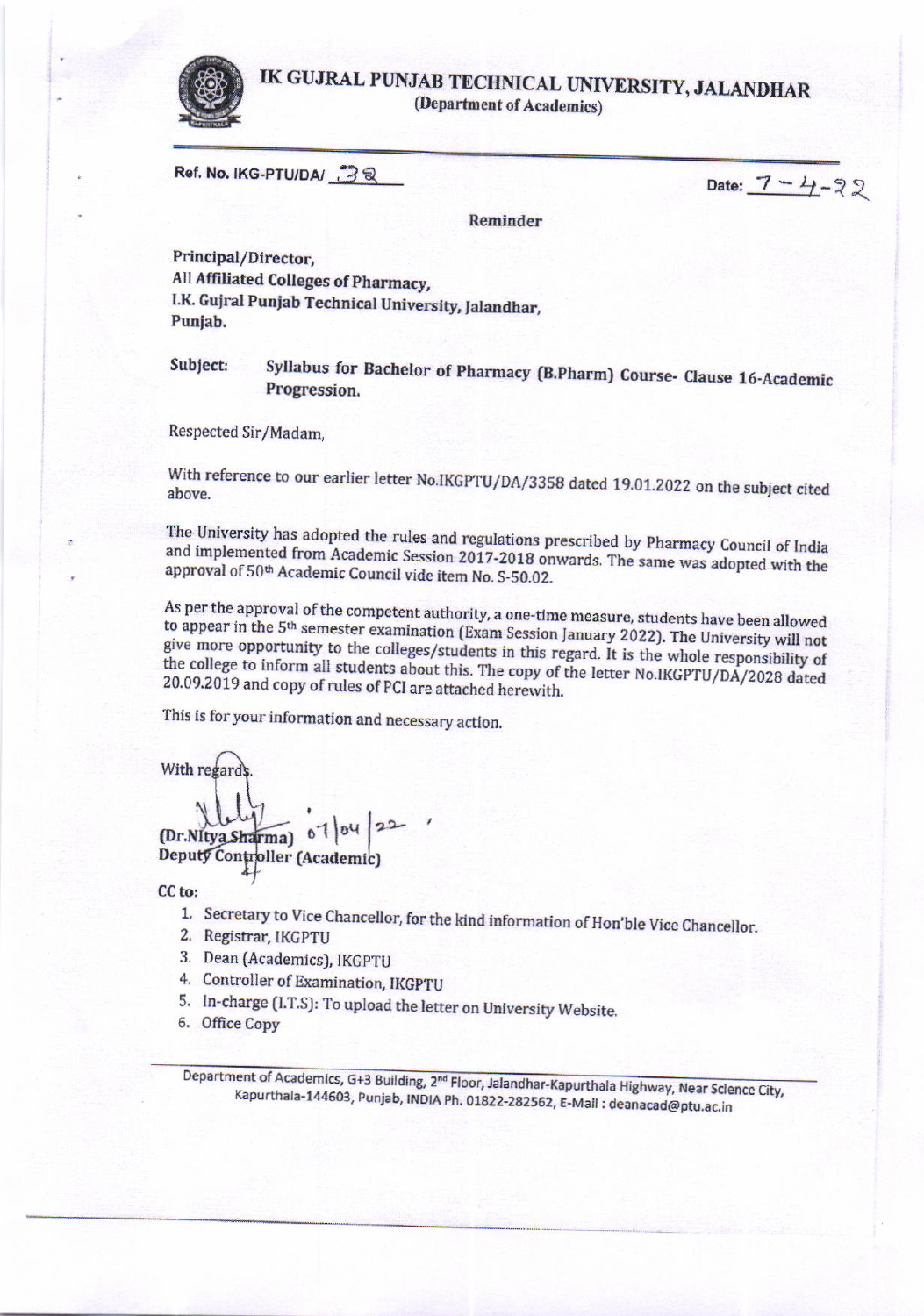# IK GUJRAL PUNJAB TECHNICAL UNIVERSITY, JALANDHAR

(Department of Academics)

Ref. No. IKG-PTU/DA/ 32

Date: 7-4-22

**Reminder**

Principal/Director,
All Affiliated Colleges of Pharmacy,
I.K. Gujral Punjab Technical University, Jalandhar,
Punjab.

**Subject: Syllabus for Bachelor of Pharmacy (B.Pharm) Course- Clause 16-Academic Progression.**

Respected Sir/Madam,

With reference to our earlier letter No.IKGPTU/DA/3358 dated 19.01.2022 on the subject cited above.

The University has adopted the rules and regulations prescribed by Pharmacy Council of India and implemented from Academic Session 2017-2018 onwards. The same was adopted with the approval of 50th Academic Council vide item No. S-50.02.

As per the approval of the competent authority, a one-time measure, students have been allowed to appear in the 5th semester examination (Exam Session January 2022). The University will not give more opportunity to the colleges/students in this regard. It is the whole responsibility of the college to inform all students about this. The copy of the letter No.IKGPTU/DA/2028 dated 20.09.2019 and copy of rules of PCI are attached herewith.

This is for your information and necessary action.

With regards.

07/04/22

(Dr.Nitya Sharma)
Deputy Controller (Academic)

CC to:

1. Secretary to Vice Chancellor, for the kind information of Hon'ble Vice Chancellor.
2. Registrar, IKGPTU
3. Dean (Academics), IKGPTU
4. Controller of Examination, IKGPTU
5. In-charge (I.T.S): To upload the letter on University Website.
6. Office Copy

Department of Academics, G+3 Building, 2nd Floor, Jalandhar-Kapurthala Highway, Near Science City, Kapurthala-144603, Punjab, INDIA Ph. 01822-282562, E-Mail : deanacad@ptu.ac.in